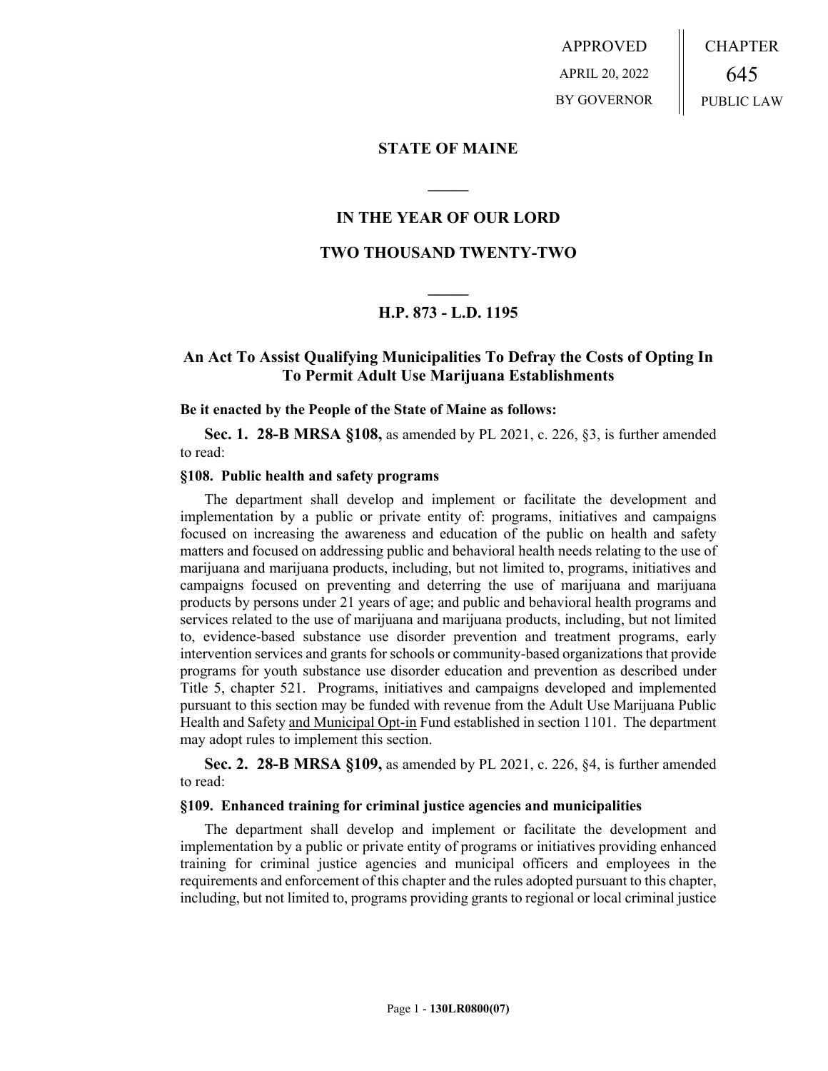APPROVED
APRIL 20, 2022
BY GOVERNOR

CHAPTER
645
PUBLIC LAW

# STATE OF MAINE

## IN THE YEAR OF OUR LORD

## TWO THOUSAND TWENTY-TWO

## H.P. 873 - L.D. 1195

## An Act To Assist Qualifying Municipalities To Defray the Costs of Opting In To Permit Adult Use Marijuana Establishments

**Be it enacted by the People of the State of Maine as follows:**

**Sec. 1. 28-B MRSA §108,** as amended by PL 2021, c. 226, §3, is further amended to read:

**§108. Public health and safety programs**

The department shall develop and implement or facilitate the development and implementation by a public or private entity of: programs, initiatives and campaigns focused on increasing the awareness and education of the public on health and safety matters and focused on addressing public and behavioral health needs relating to the use of marijuana and marijuana products, including, but not limited to, programs, initiatives and campaigns focused on preventing and deterring the use of marijuana and marijuana products by persons under 21 years of age; and public and behavioral health programs and services related to the use of marijuana and marijuana products, including, but not limited to, evidence-based substance use disorder prevention and treatment programs, early intervention services and grants for schools or community-based organizations that provide programs for youth substance use disorder education and prevention as described under Title 5, chapter 521. Programs, initiatives and campaigns developed and implemented pursuant to this section may be funded with revenue from the Adult Use Marijuana Public Health and Safety and Municipal Opt-in Fund established in section 1101. The department may adopt rules to implement this section.

**Sec. 2. 28-B MRSA §109,** as amended by PL 2021, c. 226, §4, is further amended to read:

**§109. Enhanced training for criminal justice agencies and municipalities**

The department shall develop and implement or facilitate the development and implementation by a public or private entity of programs or initiatives providing enhanced training for criminal justice agencies and municipal officers and employees in the requirements and enforcement of this chapter and the rules adopted pursuant to this chapter, including, but not limited to, programs providing grants to regional or local criminal justice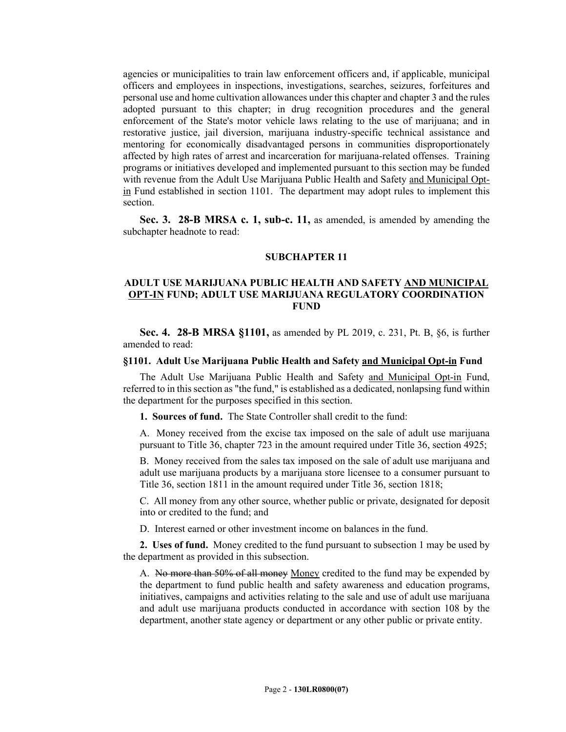agencies or municipalities to train law enforcement officers and, if applicable, municipal officers and employees in inspections, investigations, searches, seizures, forfeitures and personal use and home cultivation allowances under this chapter and chapter 3 and the rules adopted pursuant to this chapter; in drug recognition procedures and the general enforcement of the State's motor vehicle laws relating to the use of marijuana; and in restorative justice, jail diversion, marijuana industry-specific technical assistance and mentoring for economically disadvantaged persons in communities disproportionately affected by high rates of arrest and incarceration for marijuana-related offenses. Training programs or initiatives developed and implemented pursuant to this section may be funded with revenue from the Adult Use Marijuana Public Health and Safety <u>and Municipal Opt-in</u> Fund established in section 1101. The department may adopt rules to implement this section.

**Sec. 3. 28-B MRSA c. 1, sub-c. 11,** as amended, is amended by amending the subchapter headnote to read:

**SUBCHAPTER 11**

**ADULT USE MARIJUANA PUBLIC HEALTH AND SAFETY <u>AND MUNICIPAL OPT-IN</u> FUND; ADULT USE MARIJUANA REGULATORY COORDINATION FUND**

**Sec. 4. 28-B MRSA §1101,** as amended by PL 2019, c. 231, Pt. B, §6, is further amended to read:

**§1101. Adult Use Marijuana Public Health and Safety <u>and Municipal Opt-in</u> Fund**

The Adult Use Marijuana Public Health and Safety <u>and Municipal Opt-in</u> Fund, referred to in this section as "the fund," is established as a dedicated, nonlapsing fund within the department for the purposes specified in this section.

**1. Sources of fund.** The State Controller shall credit to the fund:

A. Money received from the excise tax imposed on the sale of adult use marijuana pursuant to Title 36, chapter 723 in the amount required under Title 36, section 4925;

B. Money received from the sales tax imposed on the sale of adult use marijuana and adult use marijuana products by a marijuana store licensee to a consumer pursuant to Title 36, section 1811 in the amount required under Title 36, section 1818;

C. All money from any other source, whether public or private, designated for deposit into or credited to the fund; and

D. Interest earned or other investment income on balances in the fund.

**2. Uses of fund.** Money credited to the fund pursuant to subsection 1 may be used by the department as provided in this subsection.

A. ~~No more than 50% of all money~~ <u>Money</u> credited to the fund may be expended by the department to fund public health and safety awareness and education programs, initiatives, campaigns and activities relating to the sale and use of adult use marijuana and adult use marijuana products conducted in accordance with section 108 by the department, another state agency or department or any other public or private entity.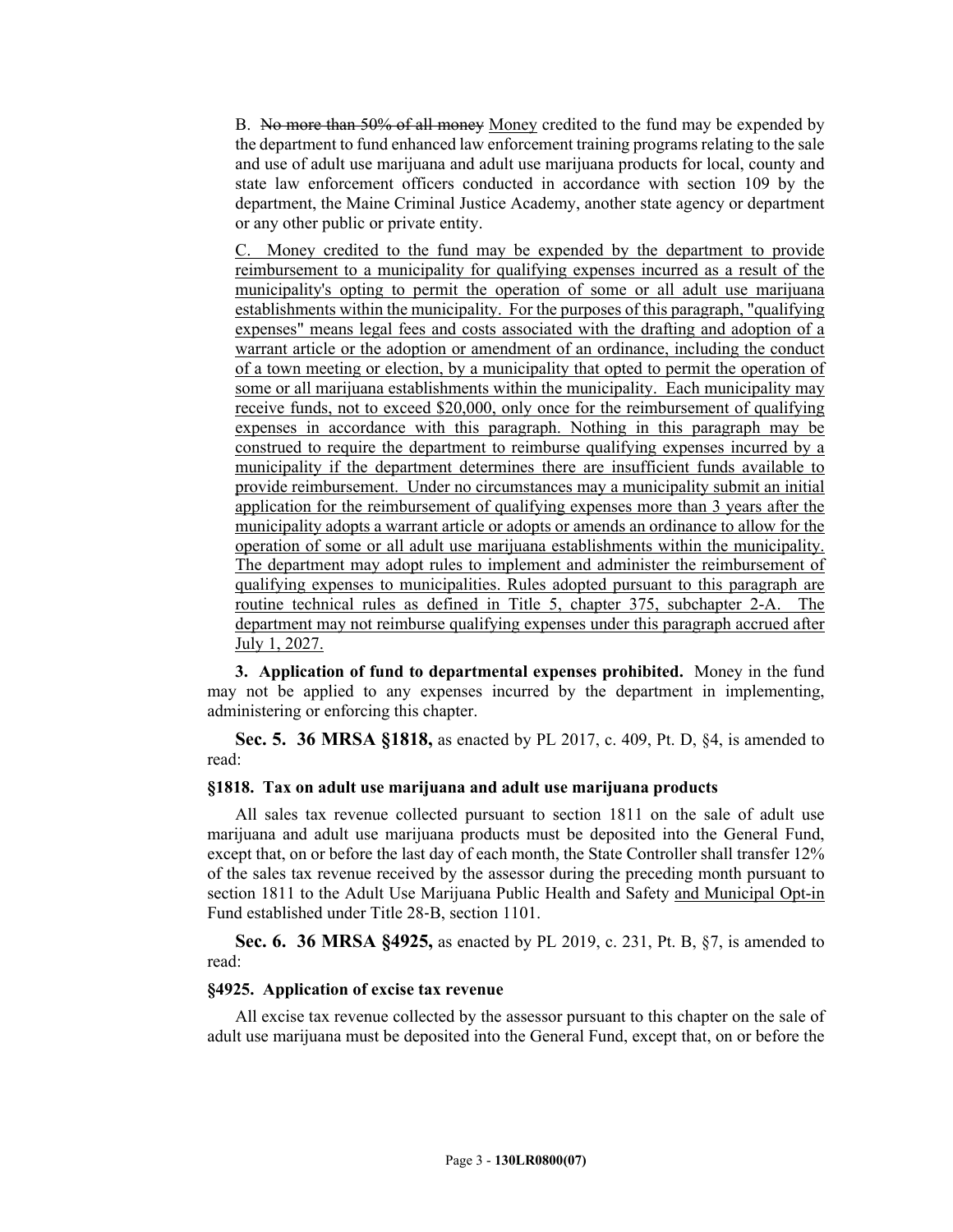B. ~~No more than 50% of all money~~ <u>Money</u> credited to the fund may be expended by the department to fund enhanced law enforcement training programs relating to the sale and use of adult use marijuana and adult use marijuana products for local, county and state law enforcement officers conducted in accordance with section 109 by the department, the Maine Criminal Justice Academy, another state agency or department or any other public or private entity.

<u>C. Money credited to the fund may be expended by the department to provide reimbursement to a municipality for qualifying expenses incurred as a result of the municipality's opting to permit the operation of some or all adult use marijuana establishments within the municipality. For the purposes of this paragraph, "qualifying expenses" means legal fees and costs associated with the drafting and adoption of a warrant article or the adoption or amendment of an ordinance, including the conduct of a town meeting or election, by a municipality that opted to permit the operation of some or all marijuana establishments within the municipality. Each municipality may receive funds, not to exceed $20,000, only once for the reimbursement of qualifying expenses in accordance with this paragraph. Nothing in this paragraph may be construed to require the department to reimburse qualifying expenses incurred by a municipality if the department determines there are insufficient funds available to provide reimbursement. Under no circumstances may a municipality submit an initial application for the reimbursement of qualifying expenses more than 3 years after the municipality adopts a warrant article or adopts or amends an ordinance to allow for the operation of some or all adult use marijuana establishments within the municipality. The department may adopt rules to implement and administer the reimbursement of qualifying expenses to municipalities. Rules adopted pursuant to this paragraph are routine technical rules as defined in Title 5, chapter 375, subchapter 2-A. The department may not reimburse qualifying expenses under this paragraph accrued after July 1, 2027.</u>

**3. Application of fund to departmental expenses prohibited.** Money in the fund may not be applied to any expenses incurred by the department in implementing, administering or enforcing this chapter.

**Sec. 5. 36 MRSA §1818,** as enacted by PL 2017, c. 409, Pt. D, §4, is amended to read:

**§1818. Tax on adult use marijuana and adult use marijuana products**

All sales tax revenue collected pursuant to section 1811 on the sale of adult use marijuana and adult use marijuana products must be deposited into the General Fund, except that, on or before the last day of each month, the State Controller shall transfer 12% of the sales tax revenue received by the assessor during the preceding month pursuant to section 1811 to the Adult Use Marijuana Public Health and Safety <u>and Municipal Opt-in</u> Fund established under Title 28-B, section 1101.

**Sec. 6. 36 MRSA §4925,** as enacted by PL 2019, c. 231, Pt. B, §7, is amended to read:

**§4925. Application of excise tax revenue**

All excise tax revenue collected by the assessor pursuant to this chapter on the sale of adult use marijuana must be deposited into the General Fund, except that, on or before the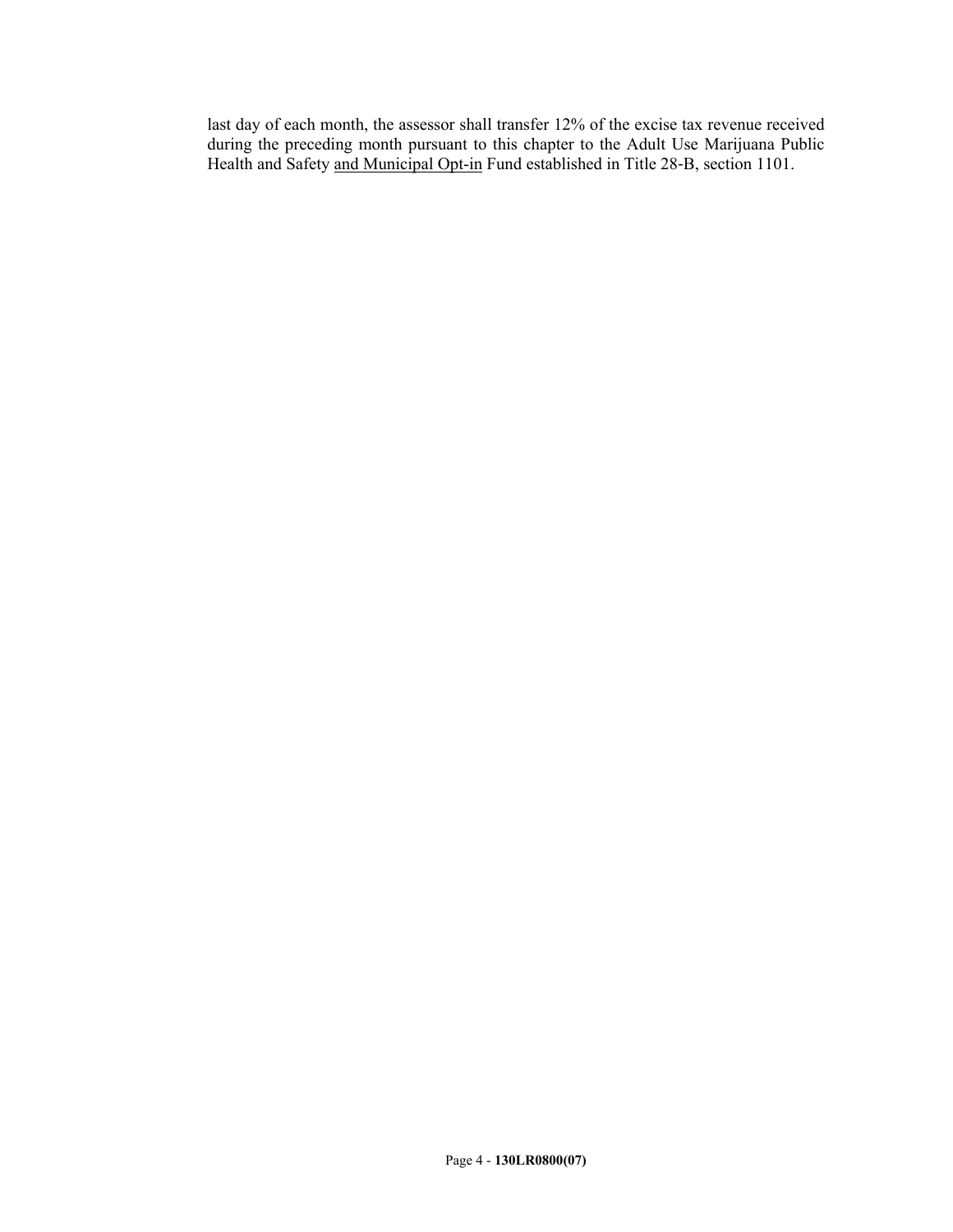last day of each month, the assessor shall transfer 12% of the excise tax revenue received during the preceding month pursuant to this chapter to the Adult Use Marijuana Public Health and Safety <u>and Municipal Opt-in</u> Fund established in Title 28-B, section 1101.